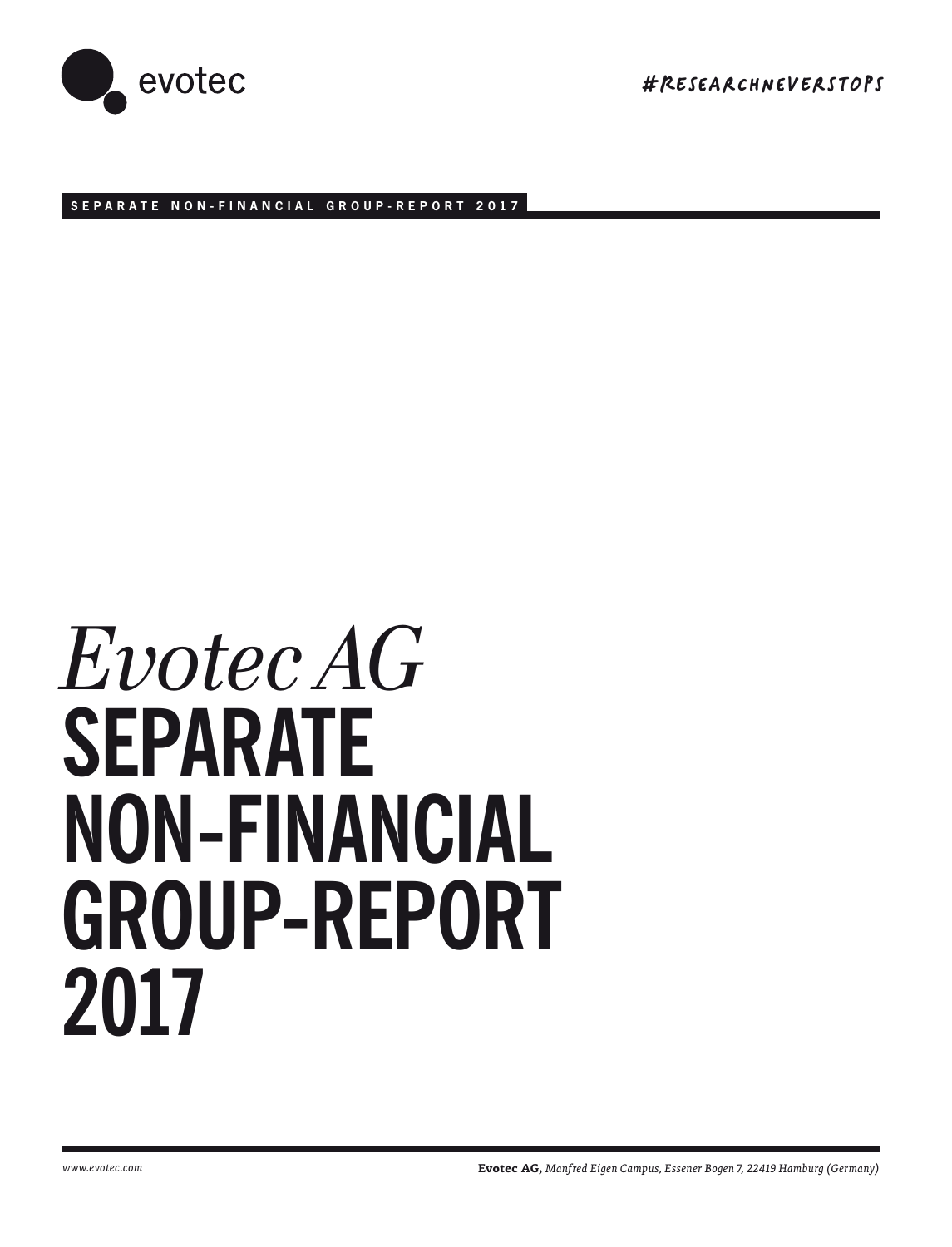evotec

#RESEARCHNEVERSTOPS

SEPARATE NON-FINANCIAL GROUP-REPORT 2017

# *Evotec AG* SEPARATE NON-FINANCIAL GROUP-REPORT 2017

*www.evotec.com*

**Evotec AG,** *Manfred Eigen Campus, Essener Bogen 7, 22419 Hamburg (Germany)*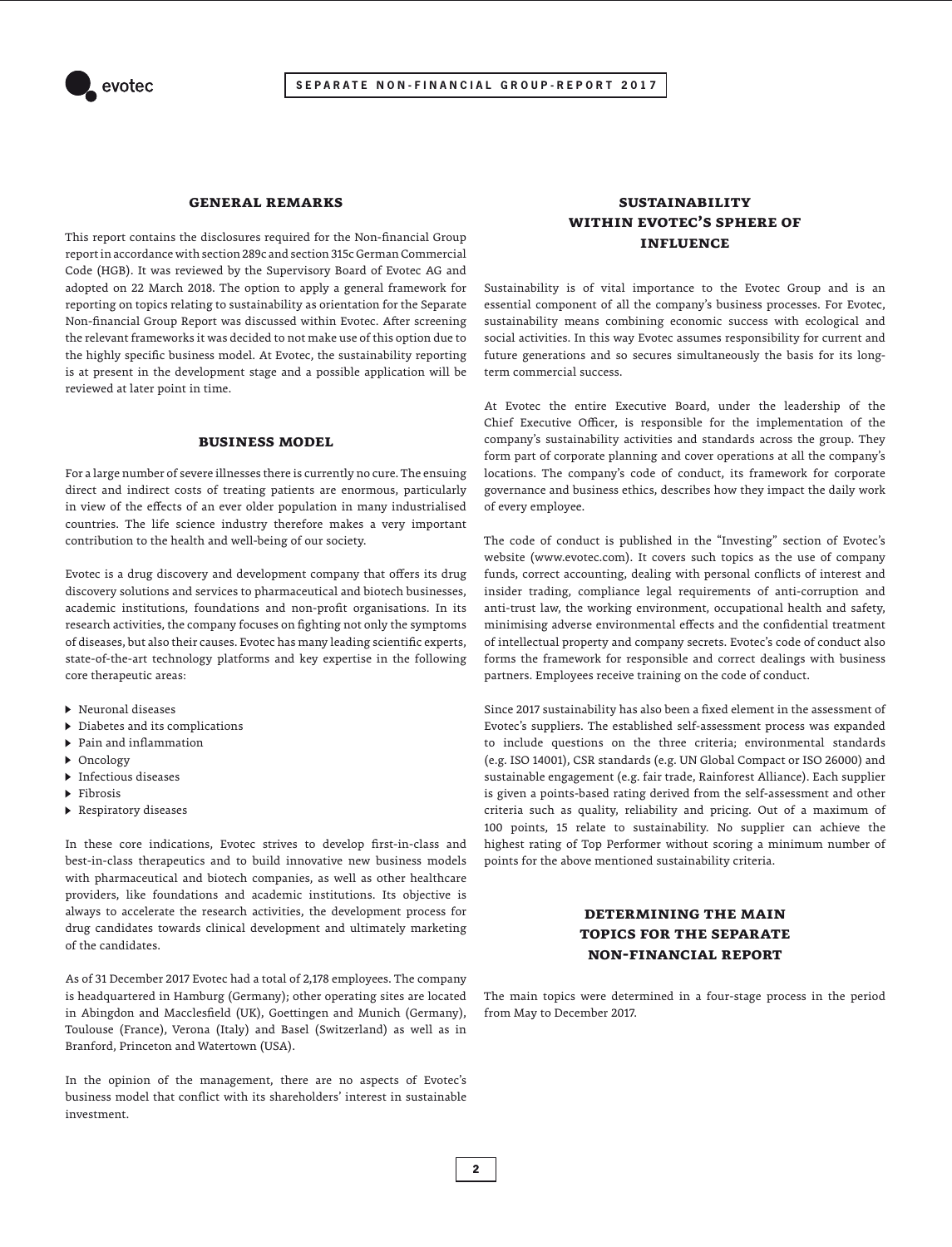## GENERAL REMARKS

This report contains the disclosures required for the Non-financial Group report in accordance with section 289c and section 315c German Commercial Code (HGB). It was reviewed by the Supervisory Board of Evotec AG and adopted on 22 March 2018. The option to apply a general framework for reporting on topics relating to sustainability as orientation for the Separate Non-financial Group Report was discussed within Evotec. After screening the relevant frameworks it was decided to not make use of this option due to the highly specific business model. At Evotec, the sustainability reporting is at present in the development stage and a possible application will be reviewed at later point in time.

## BUSINESS MODEL

For a large number of severe illnesses there is currently no cure. The ensuing direct and indirect costs of treating patients are enormous, particularly in view of the effects of an ever older population in many industrialised countries. The life science industry therefore makes a very important contribution to the health and well-being of our society.

Evotec is a drug discovery and development company that offers its drug discovery solutions and services to pharmaceutical and biotech businesses, academic institutions, foundations and non-profit organisations. In its research activities, the company focuses on fighting not only the symptoms of diseases, but also their causes. Evotec has many leading scientific experts, state-of-the-art technology platforms and key expertise in the following core therapeutic areas:

- Neuronal diseases
- Diabetes and its complications
- Pain and inflammation
- Oncology
- Infectious diseases
- Fibrosis
- Respiratory diseases

In these core indications, Evotec strives to develop first-in-class and best-in-class therapeutics and to build innovative new business models with pharmaceutical and biotech companies, as well as other healthcare providers, like foundations and academic institutions. Its objective is always to accelerate the research activities, the development process for drug candidates towards clinical development and ultimately marketing of the candidates.

As of 31 December 2017 Evotec had a total of 2,178 employees. The company is headquartered in Hamburg (Germany); other operating sites are located in Abingdon and Macclesfield (UK), Goettingen and Munich (Germany), Toulouse (France), Verona (Italy) and Basel (Switzerland) as well as in Branford, Princeton and Watertown (USA).

In the opinion of the management, there are no aspects of Evotec's business model that conflict with its shareholders' interest in sustainable investment.

## SUSTAINABILITY WITHIN EVOTEC'S SPHERE OF INFLUENCE

Sustainability is of vital importance to the Evotec Group and is an essential component of all the company's business processes. For Evotec, sustainability means combining economic success with ecological and social activities. In this way Evotec assumes responsibility for current and future generations and so secures simultaneously the basis for its long-term commercial success.

At Evotec the entire Executive Board, under the leadership of the Chief Executive Officer, is responsible for the implementation of the company's sustainability activities and standards across the group. They form part of corporate planning and cover operations at all the company's locations. The company's code of conduct, its framework for corporate governance and business ethics, describes how they impact the daily work of every employee.

The code of conduct is published in the "Investing" section of Evotec's website (www.evotec.com). It covers such topics as the use of company funds, correct accounting, dealing with personal conflicts of interest and insider trading, compliance legal requirements of anti-corruption and anti-trust law, the working environment, occupational health and safety, minimising adverse environmental effects and the confidential treatment of intellectual property and company secrets. Evotec's code of conduct also forms the framework for responsible and correct dealings with business partners. Employees receive training on the code of conduct.

Since 2017 sustainability has also been a fixed element in the assessment of Evotec's suppliers. The established self-assessment process was expanded to include questions on the three criteria; environmental standards (e.g. ISO 14001), CSR standards (e.g. UN Global Compact or ISO 26000) and sustainable engagement (e.g. fair trade, Rainforest Alliance). Each supplier is given a points-based rating derived from the self-assessment and other criteria such as quality, reliability and pricing. Out of a maximum of 100 points, 15 relate to sustainability. No supplier can achieve the highest rating of Top Performer without scoring a minimum number of points for the above mentioned sustainability criteria.

## DETERMINING THE MAIN TOPICS FOR THE SEPARATE NON-FINANCIAL REPORT

The main topics were determined in a four-stage process in the period from May to December 2017.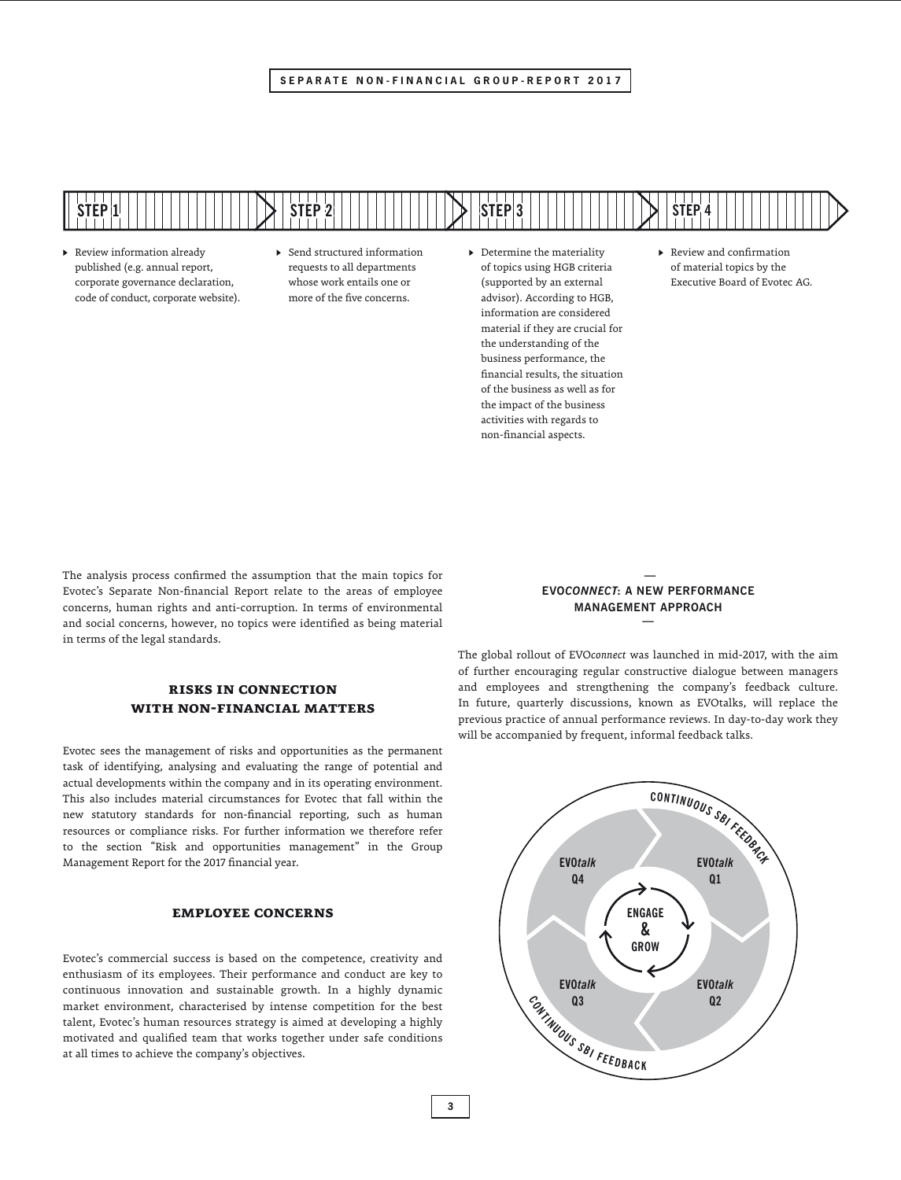**STEP 1**

- Review information already published (e.g. annual report, corporate governance declaration, code of conduct, corporate website).

**STEP 2**

- Send structured information requests to all departments whose work entails one or more of the five concerns.

**STEP 3**

- Determine the materiality of topics using HGB criteria (supported by an external advisor). According to HGB, information are considered material if they are crucial for the understanding of the business performance, the financial results, the situation of the business as well as for the impact of the business activities with regards to non-financial aspects.

**STEP 4**

- Review and confirmation of material topics by the Executive Board of Evotec AG.

The analysis process confirmed the assumption that the main topics for Evotec's Separate Non-financial Report relate to the areas of employee concerns, human rights and anti-corruption. In terms of environmental and social concerns, however, no topics were identified as being material in terms of the legal standards.

## RISKS IN CONNECTION WITH NON-FINANCIAL MATTERS

Evotec sees the management of risks and opportunities as the permanent task of identifying, analysing and evaluating the range of potential and actual developments within the company and in its operating environment. This also includes material circumstances for Evotec that fall within the new statutory standards for non-financial reporting, such as human resources or compliance risks. For further information we therefore refer to the section "Risk and opportunities management" in the Group Management Report for the 2017 financial year.

## EMPLOYEE CONCERNS

Evotec's commercial success is based on the competence, creativity and enthusiasm of its employees. Their performance and conduct are key to continuous innovation and sustainable growth. In a highly dynamic market environment, characterised by intense competition for the best talent, Evotec's human resources strategy is aimed at developing a highly motivated and qualified team that works together under safe conditions at all times to achieve the company's objectives.

### EVO*CONNECT*: A NEW PERFORMANCE MANAGEMENT APPROACH

The global rollout of EVO*connect* was launched in mid-2017, with the aim of further encouraging regular constructive dialogue between managers and employees and strengthening the company's feedback culture. In future, quarterly discussions, known as EVOtalks, will replace the previous practice of annual performance reviews. In day-to-day work they will be accompanied by frequent, informal feedback talks.

CONTINUOUS SBI FEEDBACK

EVO*talk* Q1 — EVO*talk* Q2 — EVO*talk* Q3 — EVO*talk* Q4

ENGAGE & GROW

CONTINUOUS SBI FEEDBACK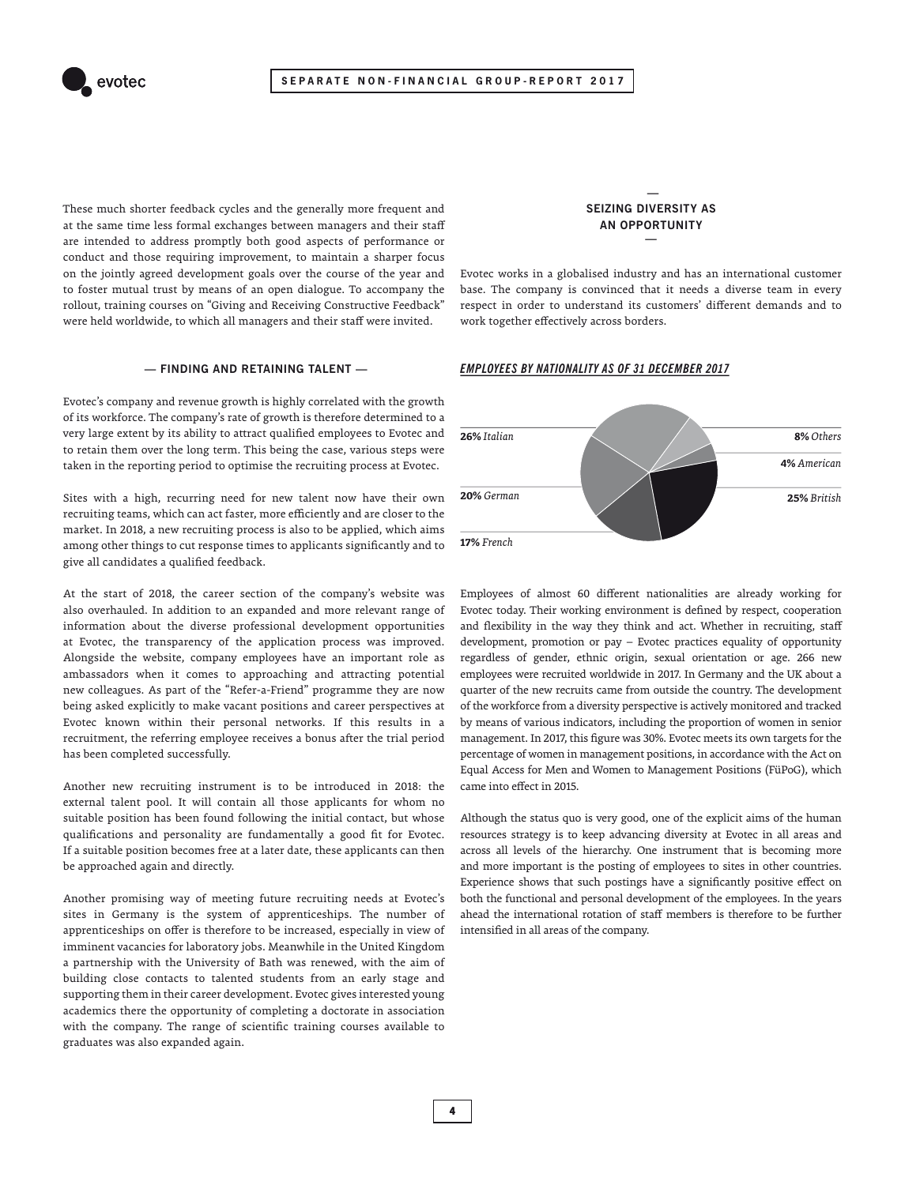These much shorter feedback cycles and the generally more frequent and at the same time less formal exchanges between managers and their staff are intended to address promptly both good aspects of performance or conduct and those requiring improvement, to maintain a sharper focus on the jointly agreed development goals over the course of the year and to foster mutual trust by means of an open dialogue. To accompany the rollout, training courses on "Giving and Receiving Constructive Feedback" were held worldwide, to which all managers and their staff were invited.

## — FINDING AND RETAINING TALENT —

Evotec's company and revenue growth is highly correlated with the growth of its workforce. The company's rate of growth is therefore determined to a very large extent by its ability to attract qualified employees to Evotec and to retain them over the long term. This being the case, various steps were taken in the reporting period to optimise the recruiting process at Evotec.

Sites with a high, recurring need for new talent now have their own recruiting teams, which can act faster, more efficiently and are closer to the market. In 2018, a new recruiting process is also to be applied, which aims among other things to cut response times to applicants significantly and to give all candidates a qualified feedback.

At the start of 2018, the career section of the company's website was also overhauled. In addition to an expanded and more relevant range of information about the diverse professional development opportunities at Evotec, the transparency of the application process was improved. Alongside the website, company employees have an important role as ambassadors when it comes to approaching and attracting potential new colleagues. As part of the "Refer-a-Friend" programme they are now being asked explicitly to make vacant positions and career perspectives at Evotec known within their personal networks. If this results in a recruitment, the referring employee receives a bonus after the trial period has been completed successfully.

Another new recruiting instrument is to be introduced in 2018: the external talent pool. It will contain all those applicants for whom no suitable position has been found following the initial contact, but whose qualifications and personality are fundamentally a good fit for Evotec. If a suitable position becomes free at a later date, these applicants can then be approached again and directly.

Another promising way of meeting future recruiting needs at Evotec's sites in Germany is the system of apprenticeships. The number of apprenticeships on offer is therefore to be increased, especially in view of imminent vacancies for laboratory jobs. Meanwhile in the United Kingdom a partnership with the University of Bath was renewed, with the aim of building close contacts to talented students from an early stage and supporting them in their career development. Evotec gives interested young academics there the opportunity of completing a doctorate in association with the company. The range of scientific training courses available to graduates was also expanded again.

## SEIZING DIVERSITY AS AN OPPORTUNITY

Evotec works in a globalised industry and has an international customer base. The company is convinced that it needs a diverse team in every respect in order to understand its customers' different demands and to work together effectively across borders.

***EMPLOYEES BY NATIONALITY AS OF 31 DECEMBER 2017***

| Nationality | Share |
|---|---|
| *Italian* | **26%** |
| *British* | **25%** |
| *German* | **20%** |
| *French* | **17%** |
| *Others* | **8%** |
| *American* | **4%** |

Employees of almost 60 different nationalities are already working for Evotec today. Their working environment is defined by respect, cooperation and flexibility in the way they think and act. Whether in recruiting, staff development, promotion or pay – Evotec practices equality of opportunity regardless of gender, ethnic origin, sexual orientation or age. 266 new employees were recruited worldwide in 2017. In Germany and the UK about a quarter of the new recruits came from outside the country. The development of the workforce from a diversity perspective is actively monitored and tracked by means of various indicators, including the proportion of women in senior management. In 2017, this figure was 30%. Evotec meets its own targets for the percentage of women in management positions, in accordance with the Act on Equal Access for Men and Women to Management Positions (FüPoG), which came into effect in 2015.

Although the status quo is very good, one of the explicit aims of the human resources strategy is to keep advancing diversity at Evotec in all areas and across all levels of the hierarchy. One instrument that is becoming more and more important is the posting of employees to sites in other countries. Experience shows that such postings have a significantly positive effect on both the functional and personal development of the employees. In the years ahead the international rotation of staff members is therefore to be further intensified in all areas of the company.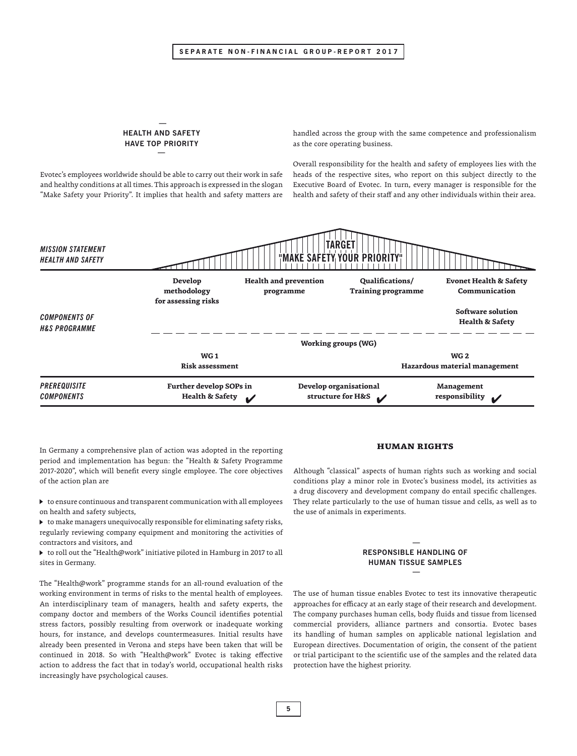## HEALTH AND SAFETY HAVE TOP PRIORITY

Evotec's employees worldwide should be able to carry out their work in safe and healthy conditions at all times. This approach is expressed in the slogan "Make Safety your Priority". It implies that health and safety matters are handled across the group with the same competence and professionalism as the core operating business.

Overall responsibility for the health and safety of employees lies with the heads of the respective sites, who report on this subject directly to the Executive Board of Evotec. In turn, every manager is responsible for the health and safety of their staff and any other individuals within their area.

| | | | | |
|---|---|---|---|---|
| *MISSION STATEMENT HEALTH AND SAFETY* | TARGET "MAKE SAFETY YOUR PRIORITY" | | | |
| *COMPONENTS OF H&S PROGRAMME* | **Develop methodology for assessing risks** | **Health and prevention programme** | **Qualifications/ Training programme** | **Evonet Health & Safety Communication**<br>**Software solution Health & Safety** |
| | **Working groups (WG)** | | | |
| | **WG 1 Risk assessment** | | | **WG 2 Hazardous material management** |
| *PREREQUISITE COMPONENTS* | **Further develop SOPs in Health & Safety** ✔ | **Develop organisational structure for H&S** ✔ | | **Management responsibility** ✔ |

In Germany a comprehensive plan of action was adopted in the reporting period and implementation has begun: the "Health & Safety Programme 2017-2020", which will benefit every single employee. The core objectives of the action plan are

- to ensure continuous and transparent communication with all employees on health and safety subjects,
- to make managers unequivocally responsible for eliminating safety risks, regularly reviewing company equipment and monitoring the activities of contractors and visitors, and
- to roll out the "Health@work" initiative piloted in Hamburg in 2017 to all sites in Germany.

The "Health@work" programme stands for an all-round evaluation of the working environment in terms of risks to the mental health of employees. An interdisciplinary team of managers, health and safety experts, the company doctor and members of the Works Council identifies potential stress factors, possibly resulting from overwork or inadequate working hours, for instance, and develops countermeasures. Initial results have already been presented in Verona and steps have been taken that will be continued in 2018. So with "Health@work" Evotec is taking effective action to address the fact that in today's world, occupational health risks increasingly have psychological causes.

# HUMAN RIGHTS

Although "classical" aspects of human rights such as working and social conditions play a minor role in Evotec's business model, its activities as a drug discovery and development company do entail specific challenges. They relate particularly to the use of human tissue and cells, as well as to the use of animals in experiments.

## RESPONSIBLE HANDLING OF HUMAN TISSUE SAMPLES

The use of human tissue enables Evotec to test its innovative therapeutic approaches for efficacy at an early stage of their research and development. The company purchases human cells, body fluids and tissue from licensed commercial providers, alliance partners and consortia. Evotec bases its handling of human samples on applicable national legislation and European directives. Documentation of origin, the consent of the patient or trial participant to the scientific use of the samples and the related data protection have the highest priority.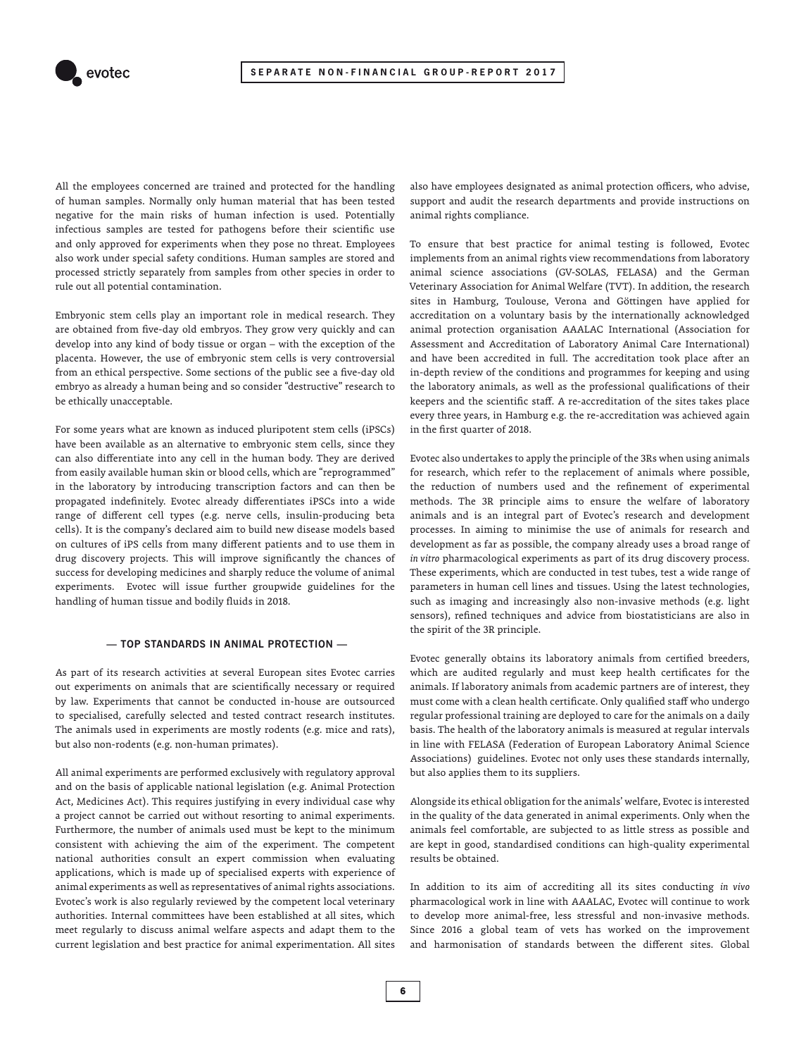All the employees concerned are trained and protected for the handling of human samples. Normally only human material that has been tested negative for the main risks of human infection is used. Potentially infectious samples are tested for pathogens before their scientific use and only approved for experiments when they pose no threat. Employees also work under special safety conditions. Human samples are stored and processed strictly separately from samples from other species in order to rule out all potential contamination.

Embryonic stem cells play an important role in medical research. They are obtained from five-day old embryos. They grow very quickly and can develop into any kind of body tissue or organ – with the exception of the placenta. However, the use of embryonic stem cells is very controversial from an ethical perspective. Some sections of the public see a five-day old embryo as already a human being and so consider "destructive" research to be ethically unacceptable.

For some years what are known as induced pluripotent stem cells (iPSCs) have been available as an alternative to embryonic stem cells, since they can also differentiate into any cell in the human body. They are derived from easily available human skin or blood cells, which are "reprogrammed" in the laboratory by introducing transcription factors and can then be propagated indefinitely. Evotec already differentiates iPSCs into a wide range of different cell types (e.g. nerve cells, insulin-producing beta cells). It is the company's declared aim to build new disease models based on cultures of iPS cells from many different patients and to use them in drug discovery projects. This will improve significantly the chances of success for developing medicines and sharply reduce the volume of animal experiments. Evotec will issue further groupwide guidelines for the handling of human tissue and bodily fluids in 2018.

## — TOP STANDARDS IN ANIMAL PROTECTION —

As part of its research activities at several European sites Evotec carries out experiments on animals that are scientifically necessary or required by law. Experiments that cannot be conducted in-house are outsourced to specialised, carefully selected and tested contract research institutes. The animals used in experiments are mostly rodents (e.g. mice and rats), but also non-rodents (e.g. non-human primates).

All animal experiments are performed exclusively with regulatory approval and on the basis of applicable national legislation (e.g. Animal Protection Act, Medicines Act). This requires justifying in every individual case why a project cannot be carried out without resorting to animal experiments. Furthermore, the number of animals used must be kept to the minimum consistent with achieving the aim of the experiment. The competent national authorities consult an expert commission when evaluating applications, which is made up of specialised experts with experience of animal experiments as well as representatives of animal rights associations. Evotec's work is also regularly reviewed by the competent local veterinary authorities. Internal committees have been established at all sites, which meet regularly to discuss animal welfare aspects and adapt them to the current legislation and best practice for animal experimentation. All sites also have employees designated as animal protection officers, who advise, support and audit the research departments and provide instructions on animal rights compliance.

To ensure that best practice for animal testing is followed, Evotec implements from an animal rights view recommendations from laboratory animal science associations (GV-SOLAS, FELASA) and the German Veterinary Association for Animal Welfare (TVT). In addition, the research sites in Hamburg, Toulouse, Verona and Göttingen have applied for accreditation on a voluntary basis by the internationally acknowledged animal protection organisation AAALAC International (Association for Assessment and Accreditation of Laboratory Animal Care International) and have been accredited in full. The accreditation took place after an in-depth review of the conditions and programmes for keeping and using the laboratory animals, as well as the professional qualifications of their keepers and the scientific staff. A re-accreditation of the sites takes place every three years, in Hamburg e.g. the re-accreditation was achieved again in the first quarter of 2018.

Evotec also undertakes to apply the principle of the 3Rs when using animals for research, which refer to the replacement of animals where possible, the reduction of numbers used and the refinement of experimental methods. The 3R principle aims to ensure the welfare of laboratory animals and is an integral part of Evotec's research and development processes. In aiming to minimise the use of animals for research and development as far as possible, the company already uses a broad range of *in vitro* pharmacological experiments as part of its drug discovery process. These experiments, which are conducted in test tubes, test a wide range of parameters in human cell lines and tissues. Using the latest technologies, such as imaging and increasingly also non-invasive methods (e.g. light sensors), refined techniques and advice from biostatisticians are also in the spirit of the 3R principle.

Evotec generally obtains its laboratory animals from certified breeders, which are audited regularly and must keep health certificates for the animals. If laboratory animals from academic partners are of interest, they must come with a clean health certificate. Only qualified staff who undergo regular professional training are deployed to care for the animals on a daily basis. The health of the laboratory animals is measured at regular intervals in line with FELASA (Federation of European Laboratory Animal Science Associations) guidelines. Evotec not only uses these standards internally, but also applies them to its suppliers.

Alongside its ethical obligation for the animals' welfare, Evotec is interested in the quality of the data generated in animal experiments. Only when the animals feel comfortable, are subjected to as little stress as possible and are kept in good, standardised conditions can high-quality experimental results be obtained.

In addition to its aim of accrediting all its sites conducting *in vivo* pharmacological work in line with AAALAC, Evotec will continue to work to develop more animal-free, less stressful and non-invasive methods. Since 2016 a global team of vets has worked on the improvement and harmonisation of standards between the different sites. Global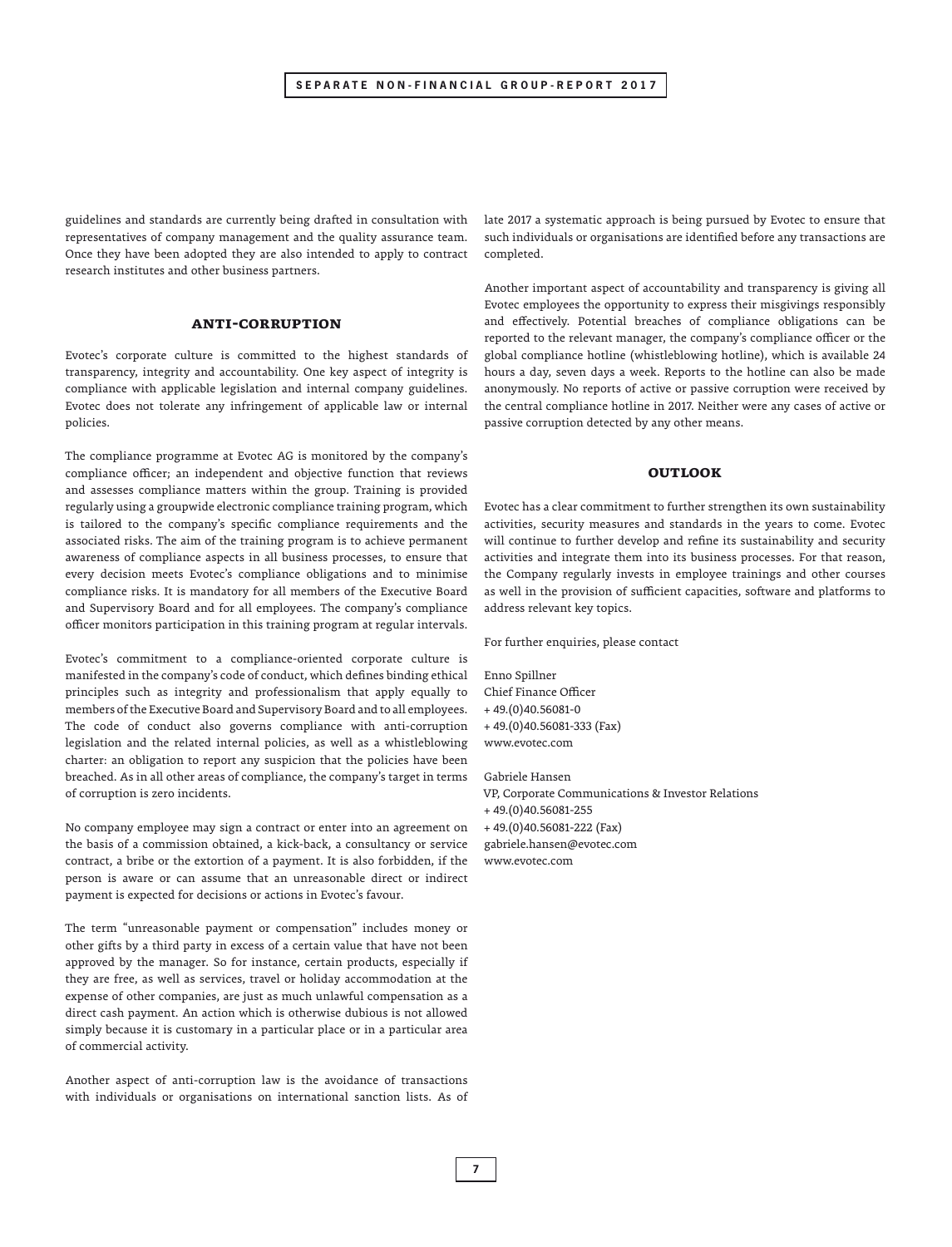guidelines and standards are currently being drafted in consultation with representatives of company management and the quality assurance team. Once they have been adopted they are also intended to apply to contract research institutes and other business partners.

## ANTI-CORRUPTION

Evotec's corporate culture is committed to the highest standards of transparency, integrity and accountability. One key aspect of integrity is compliance with applicable legislation and internal company guidelines. Evotec does not tolerate any infringement of applicable law or internal policies.

The compliance programme at Evotec AG is monitored by the company's compliance officer; an independent and objective function that reviews and assesses compliance matters within the group. Training is provided regularly using a groupwide electronic compliance training program, which is tailored to the company's specific compliance requirements and the associated risks. The aim of the training program is to achieve permanent awareness of compliance aspects in all business processes, to ensure that every decision meets Evotec's compliance obligations and to minimise compliance risks. It is mandatory for all members of the Executive Board and Supervisory Board and for all employees. The company's compliance officer monitors participation in this training program at regular intervals.

Evotec's commitment to a compliance-oriented corporate culture is manifested in the company's code of conduct, which defines binding ethical principles such as integrity and professionalism that apply equally to members of the Executive Board and Supervisory Board and to all employees. The code of conduct also governs compliance with anti-corruption legislation and the related internal policies, as well as a whistleblowing charter: an obligation to report any suspicion that the policies have been breached. As in all other areas of compliance, the company's target in terms of corruption is zero incidents.

No company employee may sign a contract or enter into an agreement on the basis of a commission obtained, a kick-back, a consultancy or service contract, a bribe or the extortion of a payment. It is also forbidden, if the person is aware or can assume that an unreasonable direct or indirect payment is expected for decisions or actions in Evotec's favour.

The term "unreasonable payment or compensation" includes money or other gifts by a third party in excess of a certain value that have not been approved by the manager. So for instance, certain products, especially if they are free, as well as services, travel or holiday accommodation at the expense of other companies, are just as much unlawful compensation as a direct cash payment. An action which is otherwise dubious is not allowed simply because it is customary in a particular place or in a particular area of commercial activity.

Another aspect of anti-corruption law is the avoidance of transactions with individuals or organisations on international sanction lists. As of late 2017 a systematic approach is being pursued by Evotec to ensure that such individuals or organisations are identified before any transactions are completed.

Another important aspect of accountability and transparency is giving all Evotec employees the opportunity to express their misgivings responsibly and effectively. Potential breaches of compliance obligations can be reported to the relevant manager, the company's compliance officer or the global compliance hotline (whistleblowing hotline), which is available 24 hours a day, seven days a week. Reports to the hotline can also be made anonymously. No reports of active or passive corruption were received by the central compliance hotline in 2017. Neither were any cases of active or passive corruption detected by any other means.

## OUTLOOK

Evotec has a clear commitment to further strengthen its own sustainability activities, security measures and standards in the years to come. Evotec will continue to further develop and refine its sustainability and security activities and integrate them into its business processes. For that reason, the Company regularly invests in employee trainings and other courses as well in the provision of sufficient capacities, software and platforms to address relevant key topics.

For further enquiries, please contact

Enno Spillner
Chief Finance Officer
+ 49.(0)40.56081-0
+ 49.(0)40.56081-333 (Fax)
www.evotec.com

Gabriele Hansen
VP, Corporate Communications & Investor Relations
+ 49.(0)40.56081-255
+ 49.(0)40.56081-222 (Fax)
gabriele.hansen@evotec.com
www.evotec.com